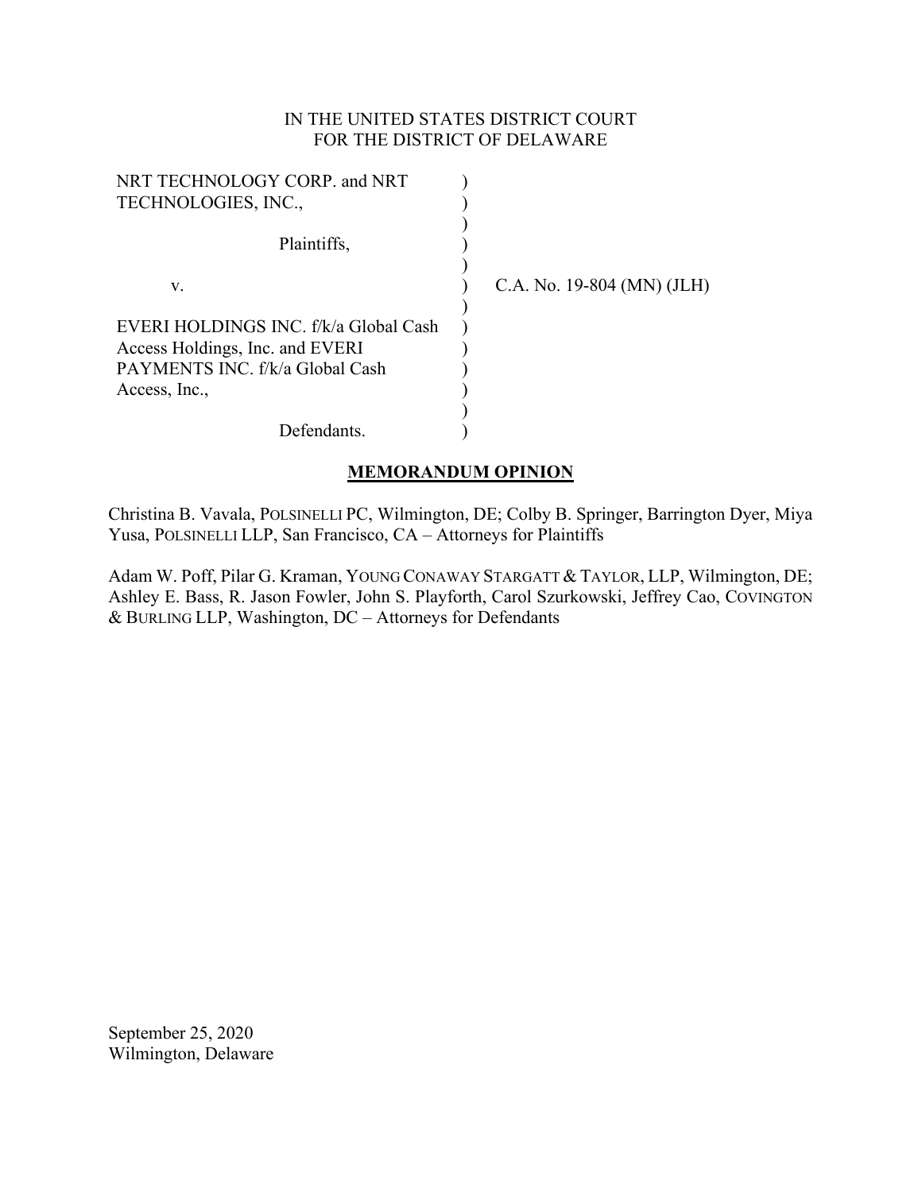IN THE UNITED STATES DISTRICT COURT
FOR THE DISTRICT OF DELAWARE

| | | |
|---|---|---|
| NRT TECHNOLOGY CORP. and NRT TECHNOLOGIES, INC., | ) | |
| Plaintiffs, | ) | |
| v. | ) | C.A. No. 19-804 (MN) (JLH) |
| EVERI HOLDINGS INC. f/k/a Global Cash Access Holdings, Inc. and EVERI PAYMENTS INC. f/k/a Global Cash Access, Inc., | ) | |
| Defendants. | ) | |

## MEMORANDUM OPINION

Christina B. Vavala, POLSINELLI PC, Wilmington, DE; Colby B. Springer, Barrington Dyer, Miya Yusa, POLSINELLI LLP, San Francisco, CA – Attorneys for Plaintiffs

Adam W. Poff, Pilar G. Kraman, YOUNG CONAWAY STARGATT & TAYLOR, LLP, Wilmington, DE; Ashley E. Bass, R. Jason Fowler, John S. Playforth, Carol Szurkowski, Jeffrey Cao, COVINGTON & BURLING LLP, Washington, DC – Attorneys for Defendants

September 25, 2020
Wilmington, Delaware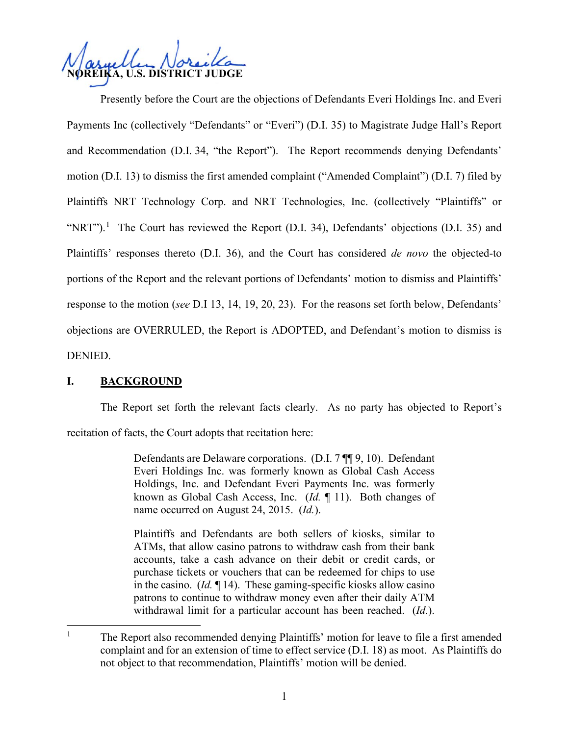NOREIKA, U.S. DISTRICT JUDGE

Presently before the Court are the objections of Defendants Everi Holdings Inc. and Everi Payments Inc (collectively "Defendants" or "Everi") (D.I. 35) to Magistrate Judge Hall's Report and Recommendation (D.I. 34, "the Report"). The Report recommends denying Defendants' motion (D.I. 13) to dismiss the first amended complaint ("Amended Complaint") (D.I. 7) filed by Plaintiffs NRT Technology Corp. and NRT Technologies, Inc. (collectively "Plaintiffs" or "NRT").[1] The Court has reviewed the Report (D.I. 34), Defendants' objections (D.I. 35) and Plaintiffs' responses thereto (D.I. 36), and the Court has considered *de novo* the objected-to portions of the Report and the relevant portions of Defendants' motion to dismiss and Plaintiffs' response to the motion (*see* D.I 13, 14, 19, 20, 23). For the reasons set forth below, Defendants' objections are OVERRULED, the Report is ADOPTED, and Defendant's motion to dismiss is DENIED.

## I. BACKGROUND

The Report set forth the relevant facts clearly. As no party has objected to Report's recitation of facts, the Court adopts that recitation here:

> Defendants are Delaware corporations. (D.I. 7 ¶¶ 9, 10). Defendant Everi Holdings Inc. was formerly known as Global Cash Access Holdings, Inc. and Defendant Everi Payments Inc. was formerly known as Global Cash Access, Inc. (*Id.* ¶ 11). Both changes of name occurred on August 24, 2015. (*Id.*).
>
> Plaintiffs and Defendants are both sellers of kiosks, similar to ATMs, that allow casino patrons to withdraw cash from their bank accounts, take a cash advance on their debit or credit cards, or purchase tickets or vouchers that can be redeemed for chips to use in the casino. (*Id.* ¶ 14). These gaming-specific kiosks allow casino patrons to continue to withdraw money even after their daily ATM withdrawal limit for a particular account has been reached. (*Id.*).

[1] The Report also recommended denying Plaintiffs' motion for leave to file a first amended complaint and for an extension of time to effect service (D.I. 18) as moot. As Plaintiffs do not object to that recommendation, Plaintiffs' motion will be denied.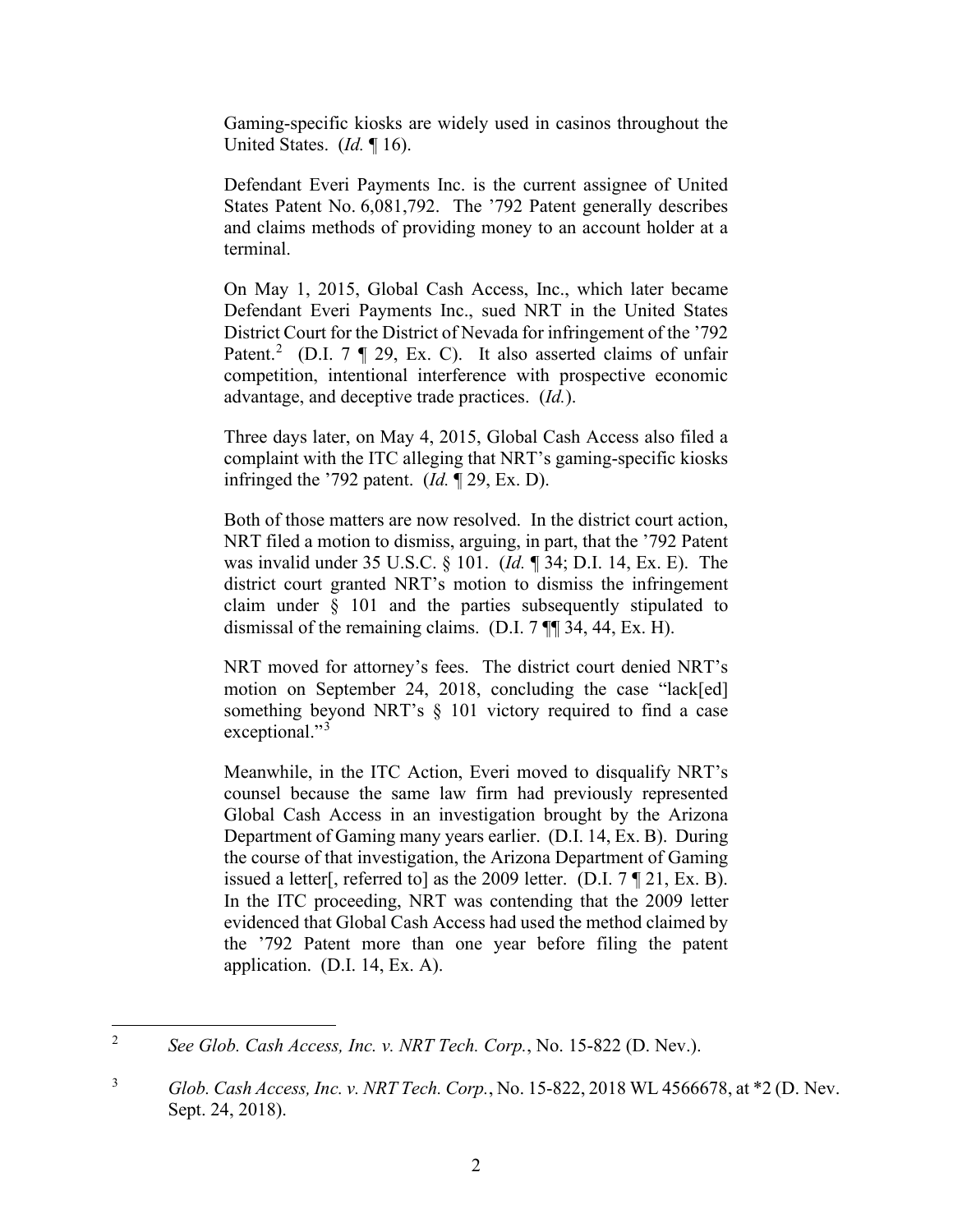Gaming-specific kiosks are widely used in casinos throughout the United States. (*Id.* ¶ 16).

Defendant Everi Payments Inc. is the current assignee of United States Patent No. 6,081,792. The '792 Patent generally describes and claims methods of providing money to an account holder at a terminal.

On May 1, 2015, Global Cash Access, Inc., which later became Defendant Everi Payments Inc., sued NRT in the United States District Court for the District of Nevada for infringement of the '792 Patent.[2] (D.I. 7 ¶ 29, Ex. C). It also asserted claims of unfair competition, intentional interference with prospective economic advantage, and deceptive trade practices. (*Id.*).

Three days later, on May 4, 2015, Global Cash Access also filed a complaint with the ITC alleging that NRT's gaming-specific kiosks infringed the '792 patent. (*Id.* ¶ 29, Ex. D).

Both of those matters are now resolved. In the district court action, NRT filed a motion to dismiss, arguing, in part, that the '792 Patent was invalid under 35 U.S.C. § 101. (*Id.* ¶ 34; D.I. 14, Ex. E). The district court granted NRT's motion to dismiss the infringement claim under § 101 and the parties subsequently stipulated to dismissal of the remaining claims. (D.I. 7 ¶¶ 34, 44, Ex. H).

NRT moved for attorney's fees. The district court denied NRT's motion on September 24, 2018, concluding the case "lack[ed] something beyond NRT's § 101 victory required to find a case exceptional."[3]

Meanwhile, in the ITC Action, Everi moved to disqualify NRT's counsel because the same law firm had previously represented Global Cash Access in an investigation brought by the Arizona Department of Gaming many years earlier. (D.I. 14, Ex. B). During the course of that investigation, the Arizona Department of Gaming issued a letter[, referred to] as the 2009 letter. (D.I. 7 ¶ 21, Ex. B). In the ITC proceeding, NRT was contending that the 2009 letter evidenced that Global Cash Access had used the method claimed by the '792 Patent more than one year before filing the patent application. (D.I. 14, Ex. A).

---

[2] *See Glob. Cash Access, Inc. v. NRT Tech. Corp.*, No. 15-822 (D. Nev.).

[3] *Glob. Cash Access, Inc. v. NRT Tech. Corp.*, No. 15-822, 2018 WL 4566678, at *2 (D. Nev. Sept. 24, 2018).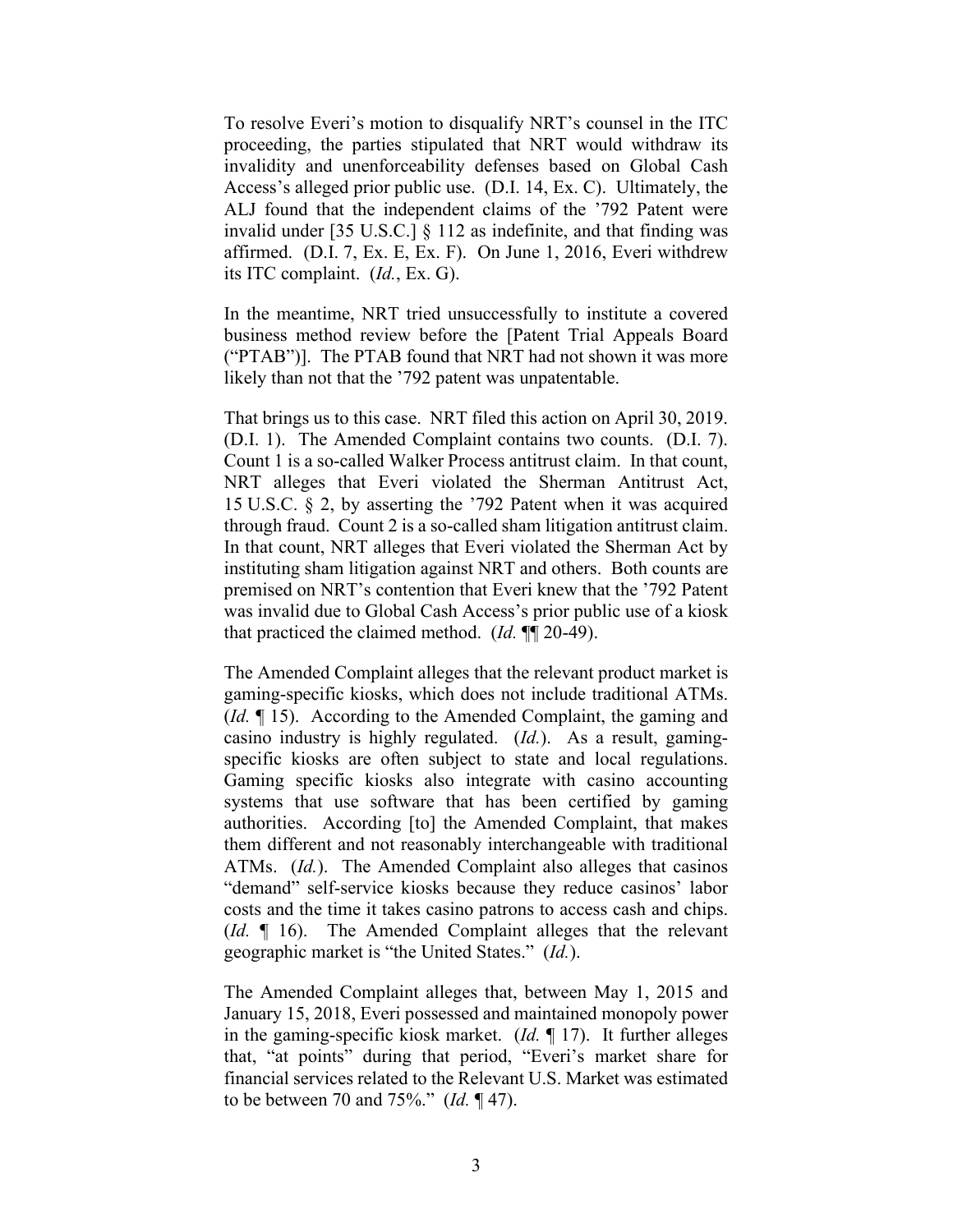To resolve Everi's motion to disqualify NRT's counsel in the ITC proceeding, the parties stipulated that NRT would withdraw its invalidity and unenforceability defenses based on Global Cash Access's alleged prior public use. (D.I. 14, Ex. C). Ultimately, the ALJ found that the independent claims of the '792 Patent were invalid under [35 U.S.C.] § 112 as indefinite, and that finding was affirmed. (D.I. 7, Ex. E, Ex. F). On June 1, 2016, Everi withdrew its ITC complaint. (*Id.*, Ex. G).

In the meantime, NRT tried unsuccessfully to institute a covered business method review before the [Patent Trial Appeals Board ("PTAB")]. The PTAB found that NRT had not shown it was more likely than not that the '792 patent was unpatentable.

That brings us to this case. NRT filed this action on April 30, 2019. (D.I. 1). The Amended Complaint contains two counts. (D.I. 7). Count 1 is a so-called Walker Process antitrust claim. In that count, NRT alleges that Everi violated the Sherman Antitrust Act, 15 U.S.C. § 2, by asserting the '792 Patent when it was acquired through fraud. Count 2 is a so-called sham litigation antitrust claim. In that count, NRT alleges that Everi violated the Sherman Act by instituting sham litigation against NRT and others. Both counts are premised on NRT's contention that Everi knew that the '792 Patent was invalid due to Global Cash Access's prior public use of a kiosk that practiced the claimed method. (*Id.* ¶¶ 20-49).

The Amended Complaint alleges that the relevant product market is gaming-specific kiosks, which does not include traditional ATMs. (*Id.* ¶ 15). According to the Amended Complaint, the gaming and casino industry is highly regulated. (*Id.*). As a result, gaming-specific kiosks are often subject to state and local regulations. Gaming specific kiosks also integrate with casino accounting systems that use software that has been certified by gaming authorities. According [to] the Amended Complaint, that makes them different and not reasonably interchangeable with traditional ATMs. (*Id.*). The Amended Complaint also alleges that casinos "demand" self-service kiosks because they reduce casinos' labor costs and the time it takes casino patrons to access cash and chips. (*Id.* ¶ 16). The Amended Complaint alleges that the relevant geographic market is "the United States." (*Id.*).

The Amended Complaint alleges that, between May 1, 2015 and January 15, 2018, Everi possessed and maintained monopoly power in the gaming-specific kiosk market. (*Id.* ¶ 17). It further alleges that, "at points" during that period, "Everi's market share for financial services related to the Relevant U.S. Market was estimated to be between 70 and 75%." (*Id.* ¶ 47).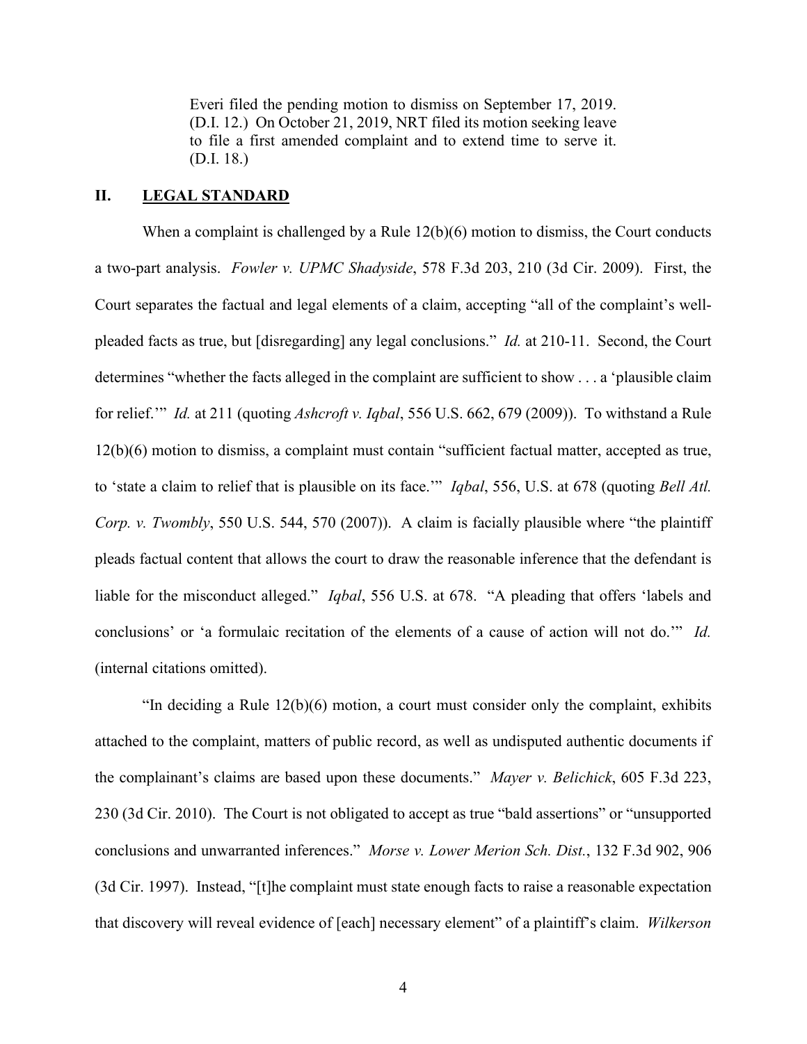Everi filed the pending motion to dismiss on September 17, 2019. (D.I. 12.) On October 21, 2019, NRT filed its motion seeking leave to file a first amended complaint and to extend time to serve it. (D.I. 18.)

## II. LEGAL STANDARD

When a complaint is challenged by a Rule 12(b)(6) motion to dismiss, the Court conducts a two-part analysis. *Fowler v. UPMC Shadyside*, 578 F.3d 203, 210 (3d Cir. 2009). First, the Court separates the factual and legal elements of a claim, accepting "all of the complaint's well-pleaded facts as true, but [disregarding] any legal conclusions." *Id.* at 210-11. Second, the Court determines "whether the facts alleged in the complaint are sufficient to show . . . a 'plausible claim for relief.'" *Id.* at 211 (quoting *Ashcroft v. Iqbal*, 556 U.S. 662, 679 (2009)). To withstand a Rule 12(b)(6) motion to dismiss, a complaint must contain "sufficient factual matter, accepted as true, to 'state a claim to relief that is plausible on its face.'" *Iqbal*, 556, U.S. at 678 (quoting *Bell Atl. Corp. v. Twombly*, 550 U.S. 544, 570 (2007)). A claim is facially plausible where "the plaintiff pleads factual content that allows the court to draw the reasonable inference that the defendant is liable for the misconduct alleged." *Iqbal*, 556 U.S. at 678. "A pleading that offers 'labels and conclusions' or 'a formulaic recitation of the elements of a cause of action will not do.'" *Id.* (internal citations omitted).

"In deciding a Rule 12(b)(6) motion, a court must consider only the complaint, exhibits attached to the complaint, matters of public record, as well as undisputed authentic documents if the complainant's claims are based upon these documents." *Mayer v. Belichick*, 605 F.3d 223, 230 (3d Cir. 2010). The Court is not obligated to accept as true "bald assertions" or "unsupported conclusions and unwarranted inferences." *Morse v. Lower Merion Sch. Dist.*, 132 F.3d 902, 906 (3d Cir. 1997). Instead, "[t]he complaint must state enough facts to raise a reasonable expectation that discovery will reveal evidence of [each] necessary element" of a plaintiff's claim. *Wilkerson*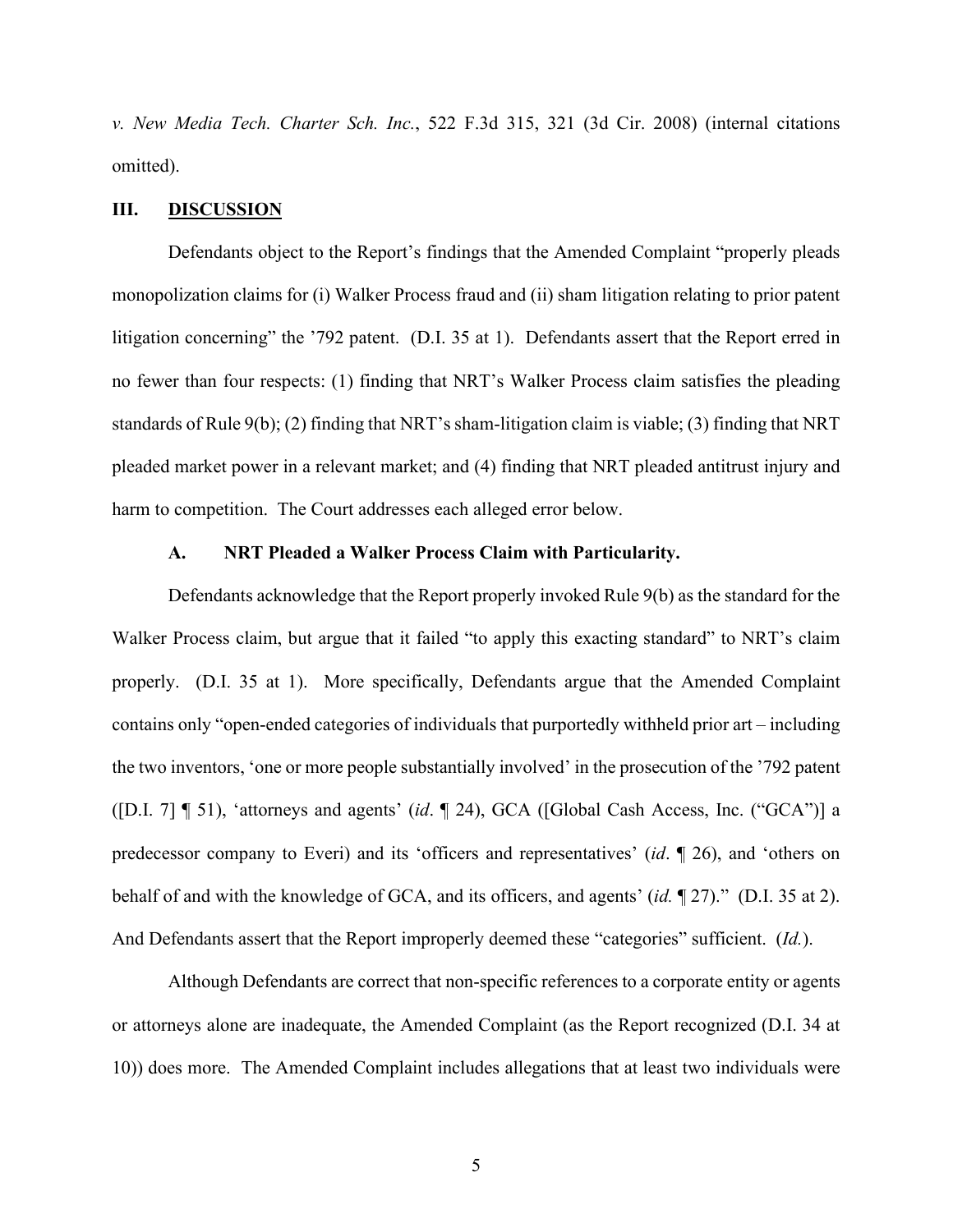*v. New Media Tech. Charter Sch. Inc.*, 522 F.3d 315, 321 (3d Cir. 2008) (internal citations omitted).

## III. DISCUSSION

Defendants object to the Report's findings that the Amended Complaint "properly pleads monopolization claims for (i) Walker Process fraud and (ii) sham litigation relating to prior patent litigation concerning" the '792 patent. (D.I. 35 at 1). Defendants assert that the Report erred in no fewer than four respects: (1) finding that NRT's Walker Process claim satisfies the pleading standards of Rule 9(b); (2) finding that NRT's sham-litigation claim is viable; (3) finding that NRT pleaded market power in a relevant market; and (4) finding that NRT pleaded antitrust injury and harm to competition. The Court addresses each alleged error below.

### A. NRT Pleaded a Walker Process Claim with Particularity.

Defendants acknowledge that the Report properly invoked Rule 9(b) as the standard for the Walker Process claim, but argue that it failed "to apply this exacting standard" to NRT's claim properly. (D.I. 35 at 1). More specifically, Defendants argue that the Amended Complaint contains only "open-ended categories of individuals that purportedly withheld prior art – including the two inventors, 'one or more people substantially involved' in the prosecution of the '792 patent ([D.I. 7] ¶ 51), 'attorneys and agents' (*id*. ¶ 24), GCA ([Global Cash Access, Inc. ("GCA")] a predecessor company to Everi) and its 'officers and representatives' (*id*. ¶ 26), and 'others on behalf of and with the knowledge of GCA, and its officers, and agents' (*id.* ¶ 27)." (D.I. 35 at 2). And Defendants assert that the Report improperly deemed these "categories" sufficient. (*Id.*).

Although Defendants are correct that non-specific references to a corporate entity or agents or attorneys alone are inadequate, the Amended Complaint (as the Report recognized (D.I. 34 at 10)) does more. The Amended Complaint includes allegations that at least two individuals were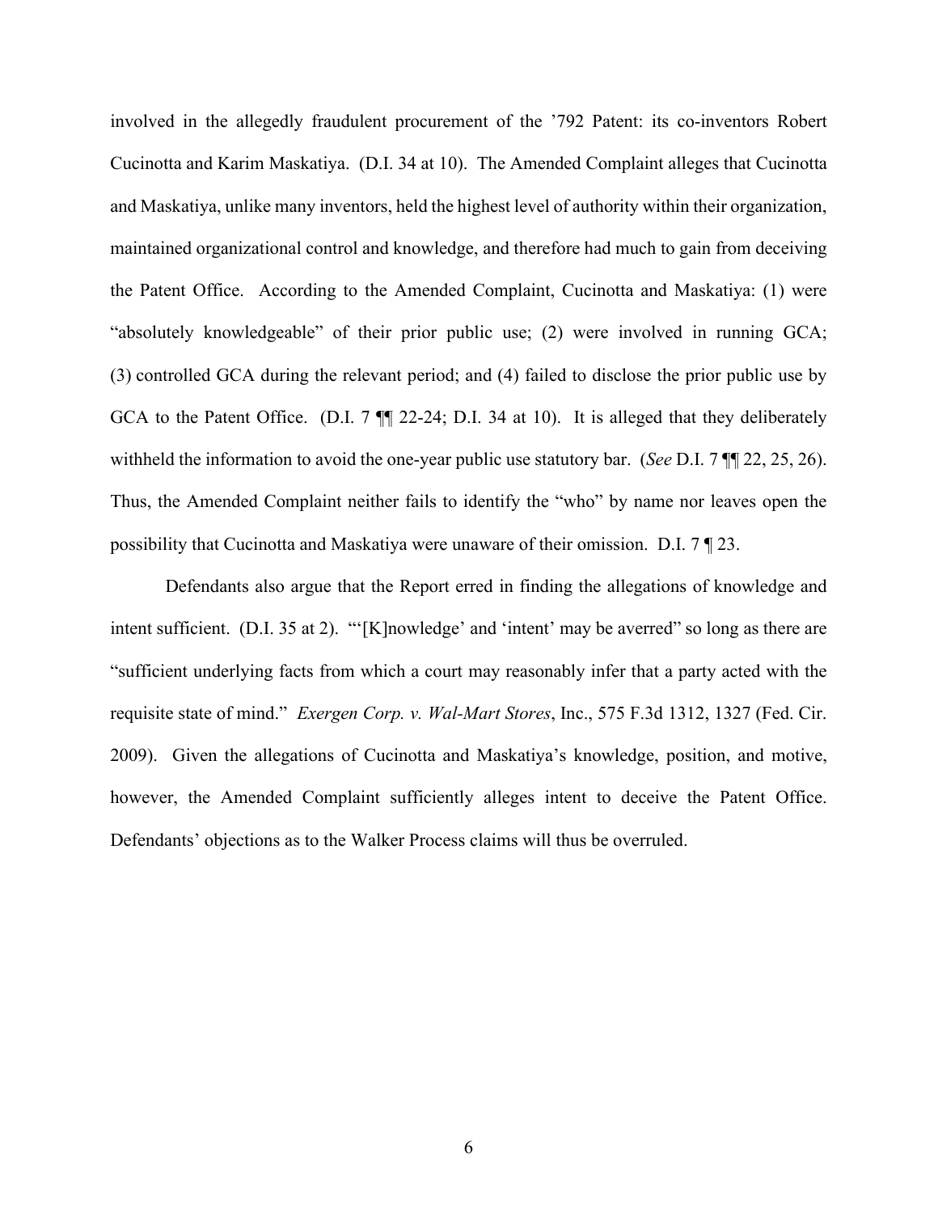involved in the allegedly fraudulent procurement of the ’792 Patent: its co-inventors Robert Cucinotta and Karim Maskatiya. (D.I. 34 at 10). The Amended Complaint alleges that Cucinotta and Maskatiya, unlike many inventors, held the highest level of authority within their organization, maintained organizational control and knowledge, and therefore had much to gain from deceiving the Patent Office. According to the Amended Complaint, Cucinotta and Maskatiya: (1) were "absolutely knowledgeable" of their prior public use; (2) were involved in running GCA; (3) controlled GCA during the relevant period; and (4) failed to disclose the prior public use by GCA to the Patent Office. (D.I. 7 ¶¶ 22-24; D.I. 34 at 10). It is alleged that they deliberately withheld the information to avoid the one-year public use statutory bar. (*See* D.I. 7 ¶¶ 22, 25, 26). Thus, the Amended Complaint neither fails to identify the "who" by name nor leaves open the possibility that Cucinotta and Maskatiya were unaware of their omission. D.I. 7 ¶ 23.

Defendants also argue that the Report erred in finding the allegations of knowledge and intent sufficient. (D.I. 35 at 2). "'[K]nowledge' and 'intent' may be averred" so long as there are "sufficient underlying facts from which a court may reasonably infer that a party acted with the requisite state of mind." *Exergen Corp. v. Wal-Mart Stores*, Inc., 575 F.3d 1312, 1327 (Fed. Cir. 2009). Given the allegations of Cucinotta and Maskatiya's knowledge, position, and motive, however, the Amended Complaint sufficiently alleges intent to deceive the Patent Office. Defendants' objections as to the Walker Process claims will thus be overruled.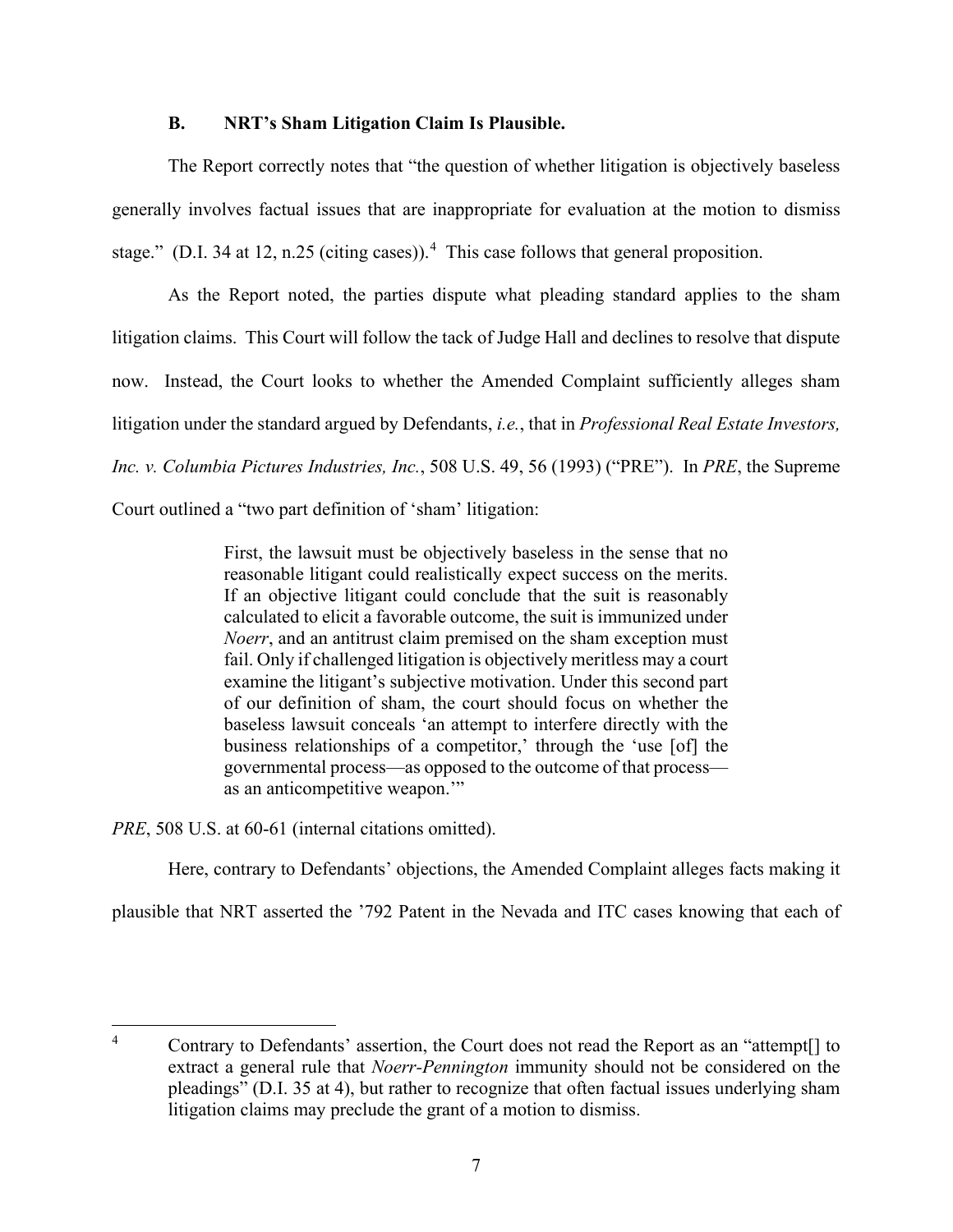### B. NRT's Sham Litigation Claim Is Plausible.

The Report correctly notes that "the question of whether litigation is objectively baseless generally involves factual issues that are inappropriate for evaluation at the motion to dismiss stage." (D.I. 34 at 12, n.25 (citing cases)).[4] This case follows that general proposition.

As the Report noted, the parties dispute what pleading standard applies to the sham litigation claims. This Court will follow the tack of Judge Hall and declines to resolve that dispute now. Instead, the Court looks to whether the Amended Complaint sufficiently alleges sham litigation under the standard argued by Defendants, *i.e.*, that in *Professional Real Estate Investors, Inc. v. Columbia Pictures Industries, Inc.*, 508 U.S. 49, 56 (1993) ("PRE"). In *PRE*, the Supreme Court outlined a "two part definition of 'sham' litigation:

> First, the lawsuit must be objectively baseless in the sense that no reasonable litigant could realistically expect success on the merits. If an objective litigant could conclude that the suit is reasonably calculated to elicit a favorable outcome, the suit is immunized under *Noerr*, and an antitrust claim premised on the sham exception must fail. Only if challenged litigation is objectively meritless may a court examine the litigant's subjective motivation. Under this second part of our definition of sham, the court should focus on whether the baseless lawsuit conceals 'an attempt to interfere directly with the business relationships of a competitor,' through the 'use [of] the governmental process—as opposed to the outcome of that process—as an anticompetitive weapon.'"

*PRE*, 508 U.S. at 60-61 (internal citations omitted).

Here, contrary to Defendants' objections, the Amended Complaint alleges facts making it plausible that NRT asserted the '792 Patent in the Nevada and ITC cases knowing that each of

---

[4] Contrary to Defendants' assertion, the Court does not read the Report as an "attempt[] to extract a general rule that *Noerr-Pennington* immunity should not be considered on the pleadings" (D.I. 35 at 4), but rather to recognize that often factual issues underlying sham litigation claims may preclude the grant of a motion to dismiss.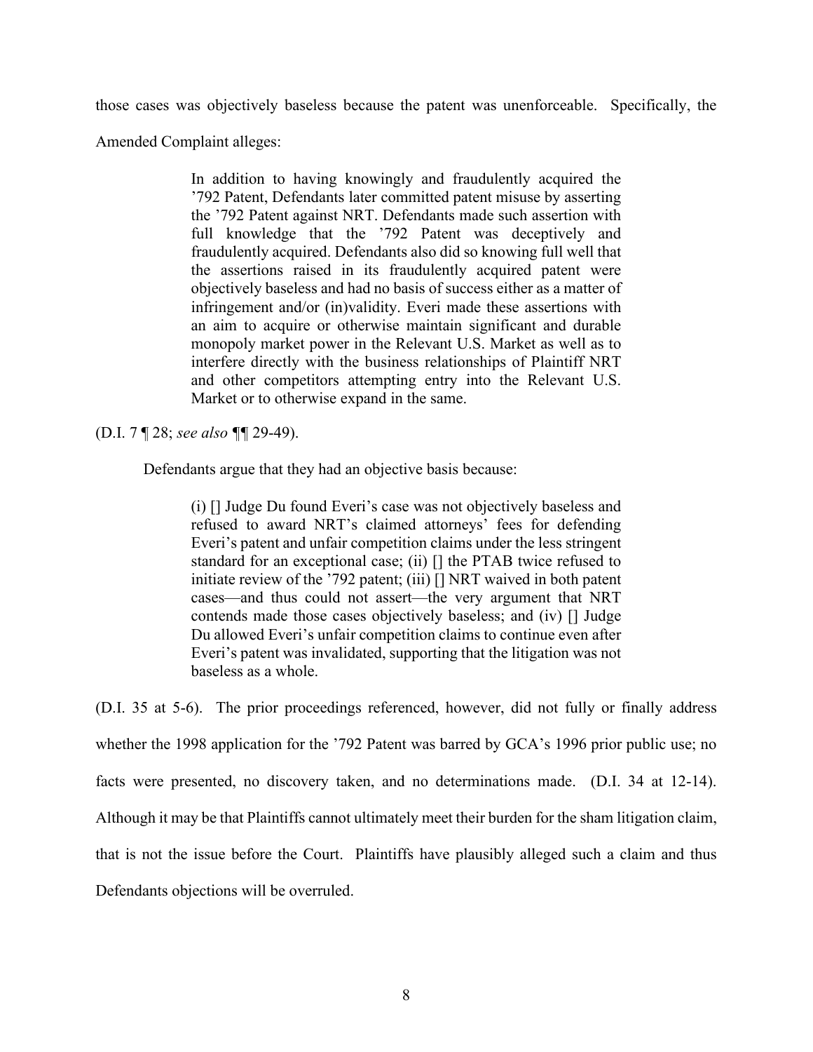those cases was objectively baseless because the patent was unenforceable. Specifically, the Amended Complaint alleges:

> In addition to having knowingly and fraudulently acquired the ’792 Patent, Defendants later committed patent misuse by asserting the ’792 Patent against NRT. Defendants made such assertion with full knowledge that the ’792 Patent was deceptively and fraudulently acquired. Defendants also did so knowing full well that the assertions raised in its fraudulently acquired patent were objectively baseless and had no basis of success either as a matter of infringement and/or (in)validity. Everi made these assertions with an aim to acquire or otherwise maintain significant and durable monopoly market power in the Relevant U.S. Market as well as to interfere directly with the business relationships of Plaintiff NRT and other competitors attempting entry into the Relevant U.S. Market or to otherwise expand in the same.

(D.I. 7 ¶ 28; *see also* ¶¶ 29-49).

Defendants argue that they had an objective basis because:

> (i) [] Judge Du found Everi’s case was not objectively baseless and refused to award NRT’s claimed attorneys’ fees for defending Everi’s patent and unfair competition claims under the less stringent standard for an exceptional case; (ii) [] the PTAB twice refused to initiate review of the ’792 patent; (iii) [] NRT waived in both patent cases—and thus could not assert—the very argument that NRT contends made those cases objectively baseless; and (iv) [] Judge Du allowed Everi’s unfair competition claims to continue even after Everi’s patent was invalidated, supporting that the litigation was not baseless as a whole.

(D.I. 35 at 5-6). The prior proceedings referenced, however, did not fully or finally address whether the 1998 application for the ’792 Patent was barred by GCA’s 1996 prior public use; no facts were presented, no discovery taken, and no determinations made. (D.I. 34 at 12-14). Although it may be that Plaintiffs cannot ultimately meet their burden for the sham litigation claim, that is not the issue before the Court. Plaintiffs have plausibly alleged such a claim and thus Defendants objections will be overruled.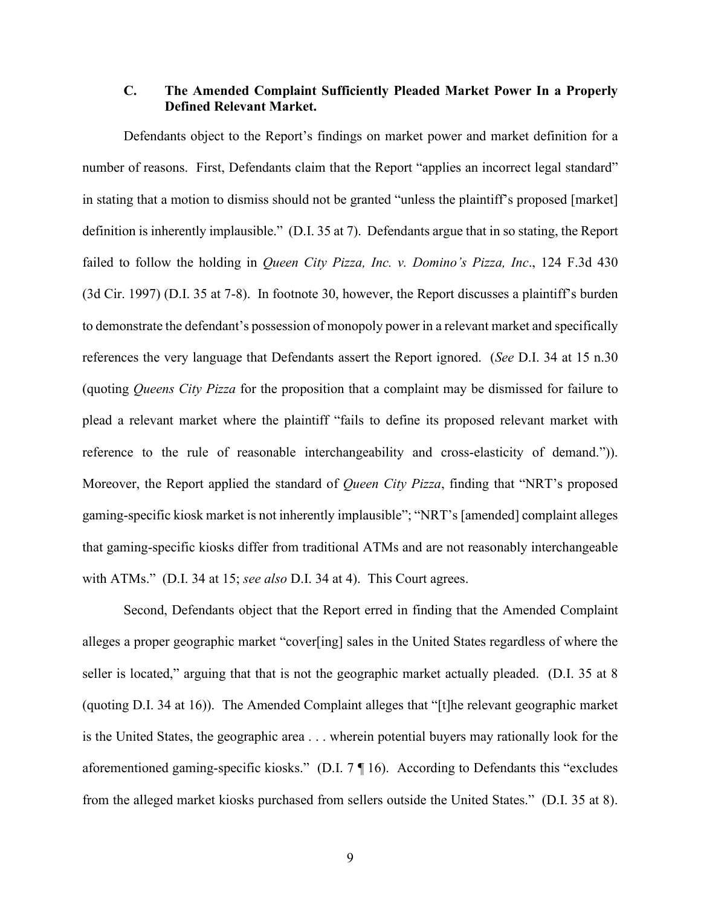### C. The Amended Complaint Sufficiently Pleaded Market Power In a Properly Defined Relevant Market.

Defendants object to the Report's findings on market power and market definition for a number of reasons. First, Defendants claim that the Report "applies an incorrect legal standard" in stating that a motion to dismiss should not be granted "unless the plaintiff's proposed [market] definition is inherently implausible." (D.I. 35 at 7). Defendants argue that in so stating, the Report failed to follow the holding in *Queen City Pizza, Inc. v. Domino's Pizza, Inc*., 124 F.3d 430 (3d Cir. 1997) (D.I. 35 at 7-8). In footnote 30, however, the Report discusses a plaintiff's burden to demonstrate the defendant's possession of monopoly power in a relevant market and specifically references the very language that Defendants assert the Report ignored. (*See* D.I. 34 at 15 n.30 (quoting *Queens City Pizza* for the proposition that a complaint may be dismissed for failure to plead a relevant market where the plaintiff "fails to define its proposed relevant market with reference to the rule of reasonable interchangeability and cross-elasticity of demand.")). Moreover, the Report applied the standard of *Queen City Pizza*, finding that "NRT's proposed gaming-specific kiosk market is not inherently implausible"; "NRT's [amended] complaint alleges that gaming-specific kiosks differ from traditional ATMs and are not reasonably interchangeable with ATMs." (D.I. 34 at 15; *see also* D.I. 34 at 4). This Court agrees.

Second, Defendants object that the Report erred in finding that the Amended Complaint alleges a proper geographic market "cover[ing] sales in the United States regardless of where the seller is located," arguing that that is not the geographic market actually pleaded. (D.I. 35 at 8 (quoting D.I. 34 at 16)). The Amended Complaint alleges that "[t]he relevant geographic market is the United States, the geographic area . . . wherein potential buyers may rationally look for the aforementioned gaming-specific kiosks." (D.I. 7 ¶ 16). According to Defendants this "excludes from the alleged market kiosks purchased from sellers outside the United States." (D.I. 35 at 8).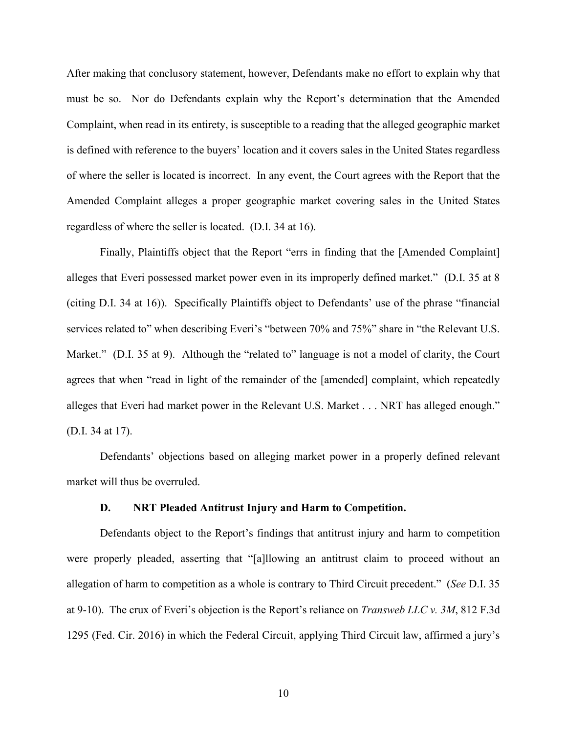After making that conclusory statement, however, Defendants make no effort to explain why that must be so. Nor do Defendants explain why the Report's determination that the Amended Complaint, when read in its entirety, is susceptible to a reading that the alleged geographic market is defined with reference to the buyers' location and it covers sales in the United States regardless of where the seller is located is incorrect. In any event, the Court agrees with the Report that the Amended Complaint alleges a proper geographic market covering sales in the United States regardless of where the seller is located. (D.I. 34 at 16).

Finally, Plaintiffs object that the Report "errs in finding that the [Amended Complaint] alleges that Everi possessed market power even in its improperly defined market." (D.I. 35 at 8 (citing D.I. 34 at 16)). Specifically Plaintiffs object to Defendants' use of the phrase "financial services related to" when describing Everi's "between 70% and 75%" share in "the Relevant U.S. Market." (D.I. 35 at 9). Although the "related to" language is not a model of clarity, the Court agrees that when "read in light of the remainder of the [amended] complaint, which repeatedly alleges that Everi had market power in the Relevant U.S. Market . . . NRT has alleged enough." (D.I. 34 at 17).

Defendants' objections based on alleging market power in a properly defined relevant market will thus be overruled.

### D. NRT Pleaded Antitrust Injury and Harm to Competition.

Defendants object to the Report's findings that antitrust injury and harm to competition were properly pleaded, asserting that "[a]llowing an antitrust claim to proceed without an allegation of harm to competition as a whole is contrary to Third Circuit precedent." (*See* D.I. 35 at 9-10). The crux of Everi's objection is the Report's reliance on *Transweb LLC v. 3M*, 812 F.3d 1295 (Fed. Cir. 2016) in which the Federal Circuit, applying Third Circuit law, affirmed a jury's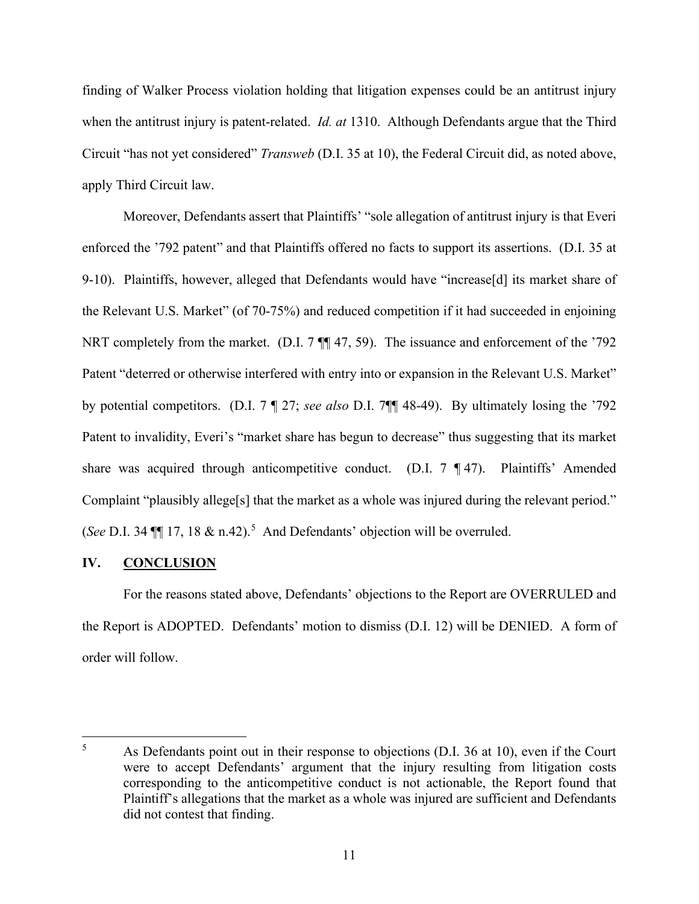finding of Walker Process violation holding that litigation expenses could be an antitrust injury when the antitrust injury is patent-related. *Id. at* 1310. Although Defendants argue that the Third Circuit "has not yet considered" *Transweb* (D.I. 35 at 10), the Federal Circuit did, as noted above, apply Third Circuit law.

Moreover, Defendants assert that Plaintiffs' "sole allegation of antitrust injury is that Everi enforced the '792 patent" and that Plaintiffs offered no facts to support its assertions. (D.I. 35 at 9-10). Plaintiffs, however, alleged that Defendants would have "increase[d] its market share of the Relevant U.S. Market" (of 70-75%) and reduced competition if it had succeeded in enjoining NRT completely from the market. (D.I. 7 ¶¶ 47, 59). The issuance and enforcement of the '792 Patent "deterred or otherwise interfered with entry into or expansion in the Relevant U.S. Market" by potential competitors. (D.I. 7 ¶ 27; *see also* D.I. 7¶¶ 48-49). By ultimately losing the '792 Patent to invalidity, Everi's "market share has begun to decrease" thus suggesting that its market share was acquired through anticompetitive conduct. (D.I. 7 ¶ 47). Plaintiffs' Amended Complaint "plausibly allege[s] that the market as a whole was injured during the relevant period." (*See* D.I. 34 ¶¶ 17, 18 & n.42).[5] And Defendants' objection will be overruled.

## IV. <u>CONCLUSION</u>

For the reasons stated above, Defendants' objections to the Report are OVERRULED and the Report is ADOPTED. Defendants' motion to dismiss (D.I. 12) will be DENIED. A form of order will follow.

---

[5] As Defendants point out in their response to objections (D.I. 36 at 10), even if the Court were to accept Defendants' argument that the injury resulting from litigation costs corresponding to the anticompetitive conduct is not actionable, the Report found that Plaintiff's allegations that the market as a whole was injured are sufficient and Defendants did not contest that finding.